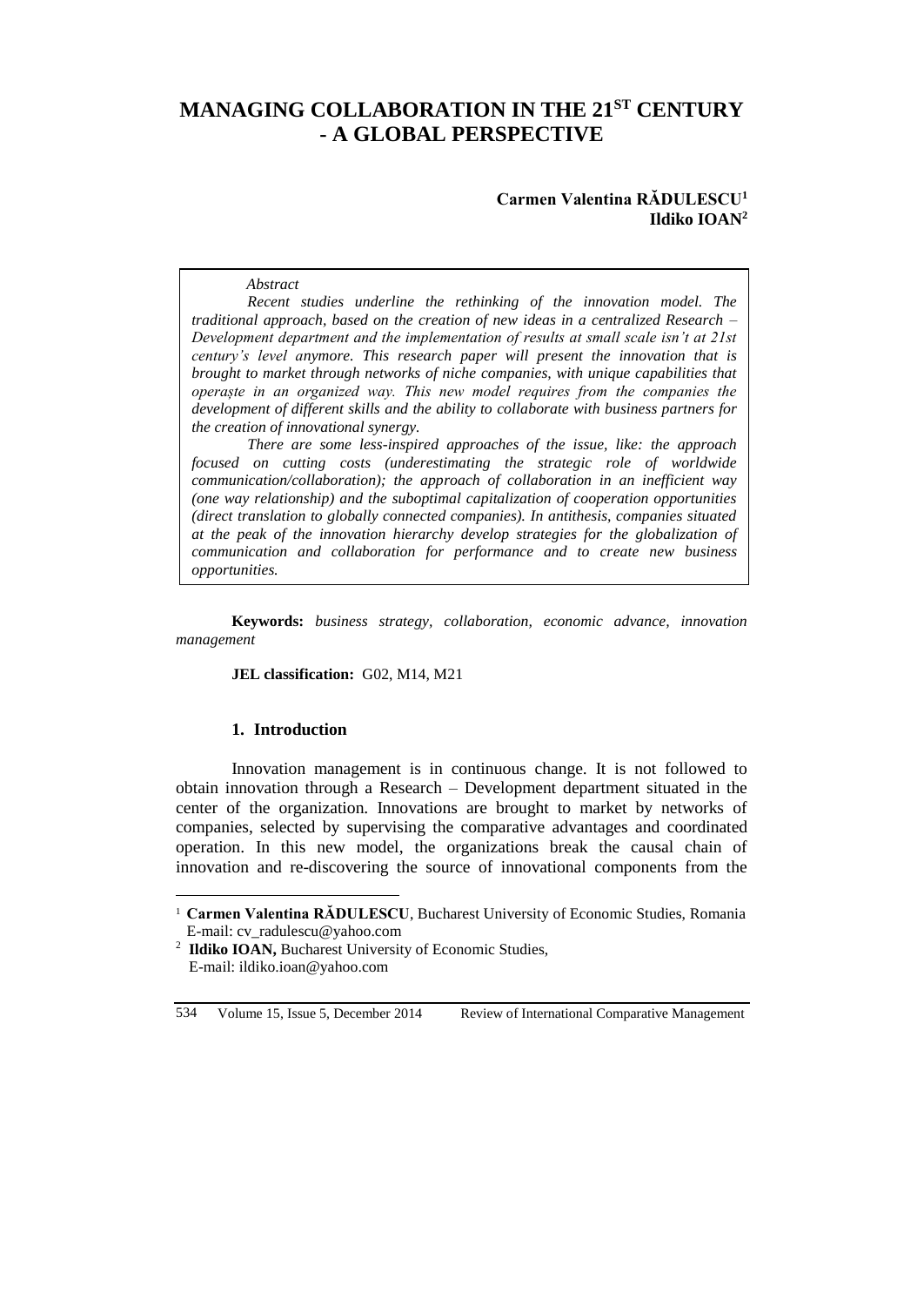# MANAGING COLLABORATION IN THE 21ST CENTURY - A GLOBAL PERSPECTIVE

**Carmen Valentina RĂDULESCU**[1]
**Ildiko IOAN**[2]

*Abstract*

*Recent studies underline the rethinking of the innovation model. The traditional approach, based on the creation of new ideas in a centralized Research – Development department and the implementation of results at small scale isn't at 21st century's level anymore. This research paper will present the innovation that is brought to market through networks of niche companies, with unique capabilities that operațe in an organized way. This new model requires from the companies the development of different skills and the ability to collaborate with business partners for the creation of innovational synergy.*

*There are some less-inspired approaches of the issue, like: the approach focused on cutting costs (underestimating the strategic role of worldwide communication/collaboration); the approach of collaboration in an inefficient way (one way relationship) and the suboptimal capitalization of cooperation opportunities (direct translation to globally connected companies). In antithesis, companies situated at the peak of the innovation hierarchy develop strategies for the globalization of communication and collaboration for performance and to create new business opportunities.*

**Keywords:** *business strategy, collaboration, economic advance, innovation management*

**JEL classification:** G02, M14, M21

## 1. Introduction

Innovation management is in continuous change. It is not followed to obtain innovation through a Research – Development department situated in the center of the organization. Innovations are brought to market by networks of companies, selected by supervising the comparative advantages and coordinated operation. In this new model, the organizations break the causal chain of innovation and re-discovering the source of innovational components from the

[1] **Carmen Valentina RĂDULESCU**, Bucharest University of Economic Studies, Romania E-mail: cv_radulescu@yahoo.com

[2] **Ildiko IOAN,** Bucharest University of Economic Studies, E-mail: ildiko.ioan@yahoo.com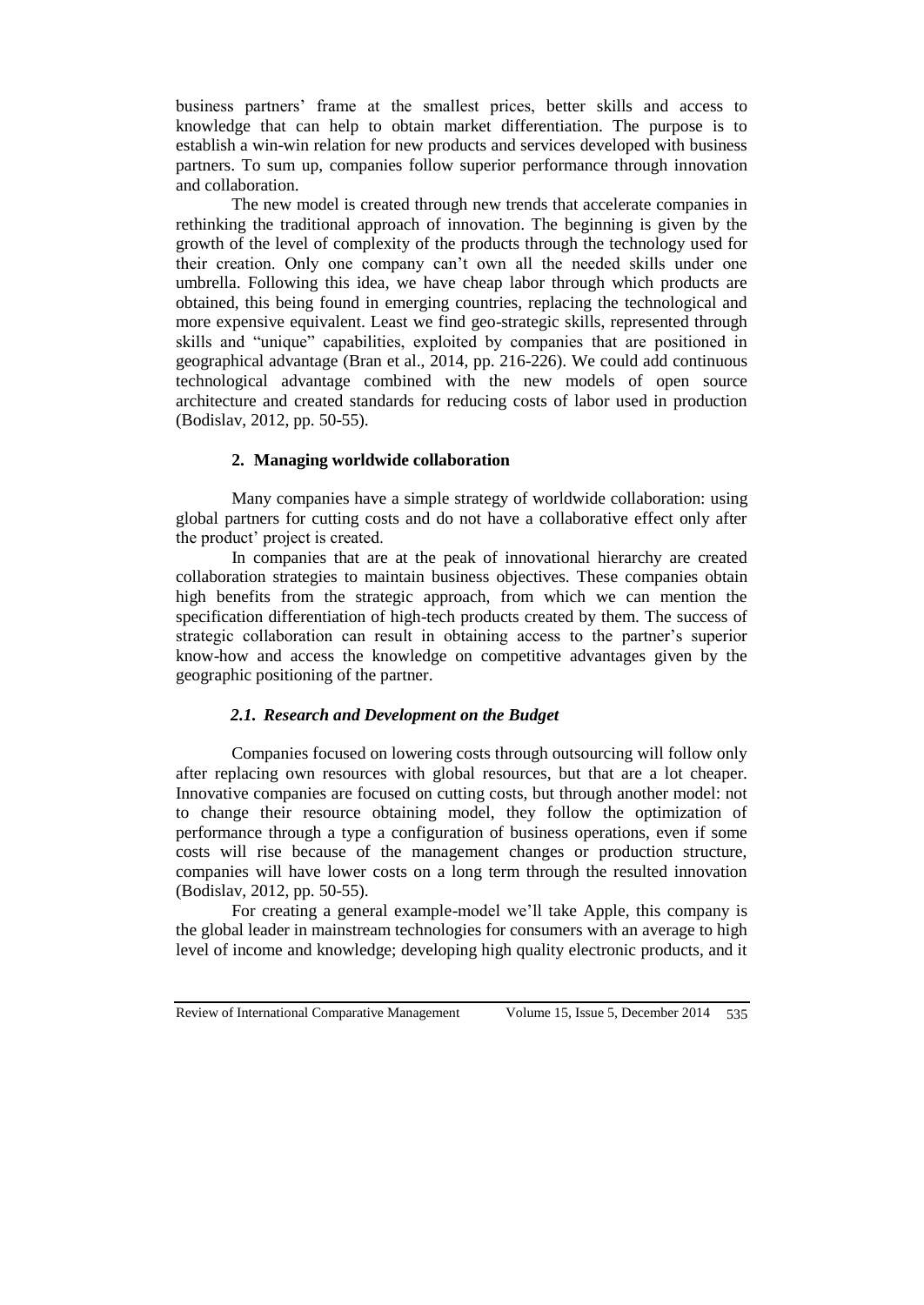business partners' frame at the smallest prices, better skills and access to knowledge that can help to obtain market differentiation. The purpose is to establish a win-win relation for new products and services developed with business partners. To sum up, companies follow superior performance through innovation and collaboration.

The new model is created through new trends that accelerate companies in rethinking the traditional approach of innovation. The beginning is given by the growth of the level of complexity of the products through the technology used for their creation. Only one company can't own all the needed skills under one umbrella. Following this idea, we have cheap labor through which products are obtained, this being found in emerging countries, replacing the technological and more expensive equivalent. Least we find geo-strategic skills, represented through skills and "unique" capabilities, exploited by companies that are positioned in geographical advantage (Bran et al., 2014, pp. 216-226). We could add continuous technological advantage combined with the new models of open source architecture and created standards for reducing costs of labor used in production (Bodislav, 2012, pp. 50-55).

## 2. Managing worldwide collaboration

Many companies have a simple strategy of worldwide collaboration: using global partners for cutting costs and do not have a collaborative effect only after the product' project is created.

In companies that are at the peak of innovational hierarchy are created collaboration strategies to maintain business objectives. These companies obtain high benefits from the strategic approach, from which we can mention the specification differentiation of high-tech products created by them. The success of strategic collaboration can result in obtaining access to the partner's superior know-how and access the knowledge on competitive advantages given by the geographic positioning of the partner.

### *2.1. Research and Development on the Budget*

Companies focused on lowering costs through outsourcing will follow only after replacing own resources with global resources, but that are a lot cheaper. Innovative companies are focused on cutting costs, but through another model: not to change their resource obtaining model, they follow the optimization of performance through a type a configuration of business operations, even if some costs will rise because of the management changes or production structure, companies will have lower costs on a long term through the resulted innovation (Bodislav, 2012, pp. 50-55).

For creating a general example-model we'll take Apple, this company is the global leader in mainstream technologies for consumers with an average to high level of income and knowledge; developing high quality electronic products, and it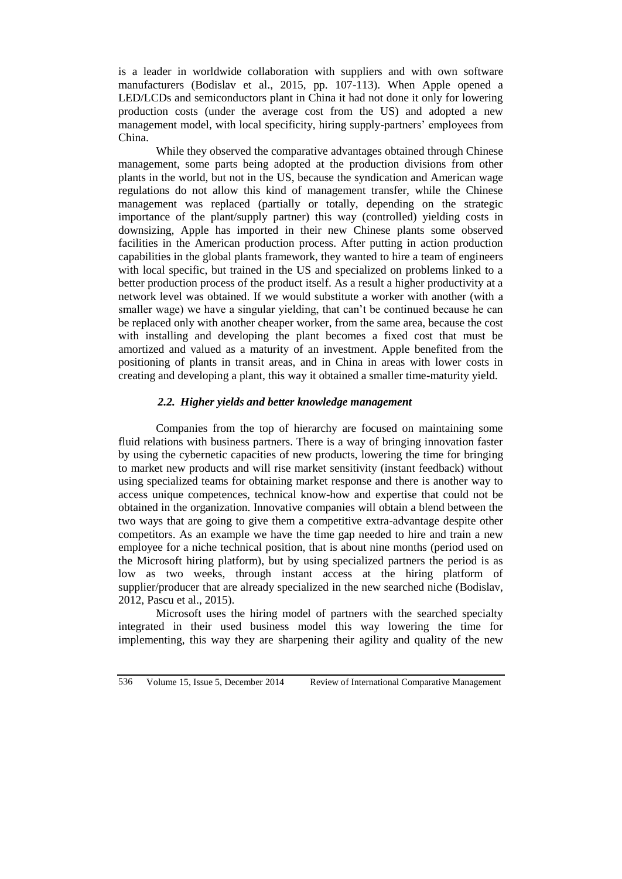is a leader in worldwide collaboration with suppliers and with own software manufacturers (Bodislav et al., 2015, pp. 107-113). When Apple opened a LED/LCDs and semiconductors plant in China it had not done it only for lowering production costs (under the average cost from the US) and adopted a new management model, with local specificity, hiring supply-partners' employees from China.

While they observed the comparative advantages obtained through Chinese management, some parts being adopted at the production divisions from other plants in the world, but not in the US, because the syndication and American wage regulations do not allow this kind of management transfer, while the Chinese management was replaced (partially or totally, depending on the strategic importance of the plant/supply partner) this way (controlled) yielding costs in downsizing, Apple has imported in their new Chinese plants some observed facilities in the American production process. After putting in action production capabilities in the global plants framework, they wanted to hire a team of engineers with local specific, but trained in the US and specialized on problems linked to a better production process of the product itself. As a result a higher productivity at a network level was obtained. If we would substitute a worker with another (with a smaller wage) we have a singular yielding, that can't be continued because he can be replaced only with another cheaper worker, from the same area, because the cost with installing and developing the plant becomes a fixed cost that must be amortized and valued as a maturity of an investment. Apple benefited from the positioning of plants in transit areas, and in China in areas with lower costs in creating and developing a plant, this way it obtained a smaller time-maturity yield.

### *2.2. Higher yields and better knowledge management*

Companies from the top of hierarchy are focused on maintaining some fluid relations with business partners. There is a way of bringing innovation faster by using the cybernetic capacities of new products, lowering the time for bringing to market new products and will rise market sensitivity (instant feedback) without using specialized teams for obtaining market response and there is another way to access unique competences, technical know-how and expertise that could not be obtained in the organization. Innovative companies will obtain a blend between the two ways that are going to give them a competitive extra-advantage despite other competitors. As an example we have the time gap needed to hire and train a new employee for a niche technical position, that is about nine months (period used on the Microsoft hiring platform), but by using specialized partners the period is as low as two weeks, through instant access at the hiring platform of supplier/producer that are already specialized in the new searched niche (Bodislav, 2012, Pascu et al., 2015).

Microsoft uses the hiring model of partners with the searched specialty integrated in their used business model this way lowering the time for implementing, this way they are sharpening their agility and quality of the new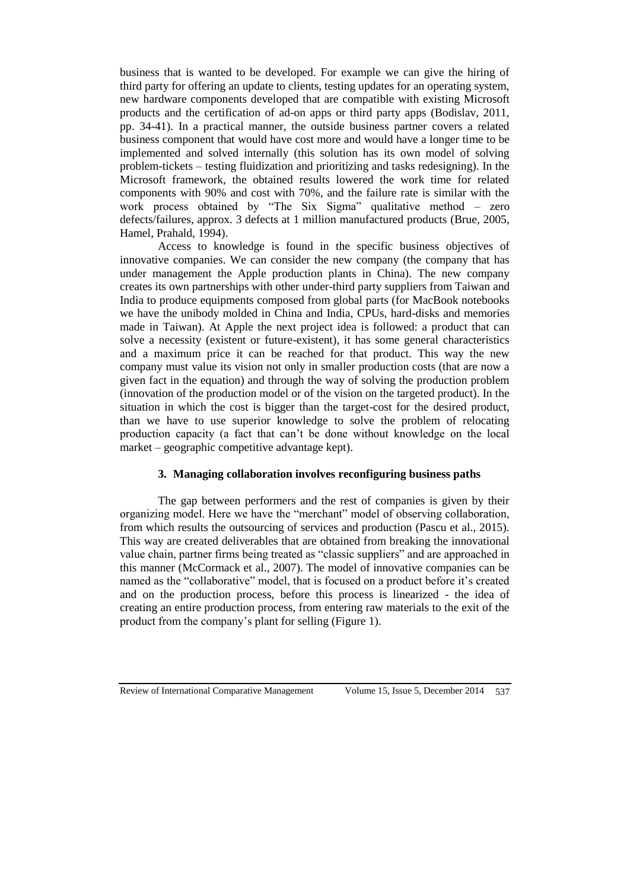business that is wanted to be developed. For example we can give the hiring of third party for offering an update to clients, testing updates for an operating system, new hardware components developed that are compatible with existing Microsoft products and the certification of ad-on apps or third party apps (Bodislav, 2011, pp. 34-41). In a practical manner, the outside business partner covers a related business component that would have cost more and would have a longer time to be implemented and solved internally (this solution has its own model of solving problem-tickets – testing fluidization and prioritizing and tasks redesigning). In the Microsoft framework, the obtained results lowered the work time for related components with 90% and cost with 70%, and the failure rate is similar with the work process obtained by "The Six Sigma" qualitative method – zero defects/failures, approx. 3 defects at 1 million manufactured products (Brue, 2005, Hamel, Prahald, 1994).

Access to knowledge is found in the specific business objectives of innovative companies. We can consider the new company (the company that has under management the Apple production plants in China). The new company creates its own partnerships with other under-third party suppliers from Taiwan and India to produce equipments composed from global parts (for MacBook notebooks we have the unibody molded in China and India, CPUs, hard-disks and memories made in Taiwan). At Apple the next project idea is followed: a product that can solve a necessity (existent or future-existent), it has some general characteristics and a maximum price it can be reached for that product. This way the new company must value its vision not only in smaller production costs (that are now a given fact in the equation) and through the way of solving the production problem (innovation of the production model or of the vision on the targeted product). In the situation in which the cost is bigger than the target-cost for the desired product, than we have to use superior knowledge to solve the problem of relocating production capacity (a fact that can't be done without knowledge on the local market – geographic competitive advantage kept).

## 3. Managing collaboration involves reconfiguring business paths

The gap between performers and the rest of companies is given by their organizing model. Here we have the "merchant" model of observing collaboration, from which results the outsourcing of services and production (Pascu et al., 2015). This way are created deliverables that are obtained from breaking the innovational value chain, partner firms being treated as "classic suppliers" and are approached in this manner (McCormack et al., 2007). The model of innovative companies can be named as the "collaborative" model, that is focused on a product before it's created and on the production process, before this process is linearized - the idea of creating an entire production process, from entering raw materials to the exit of the product from the company's plant for selling (Figure 1).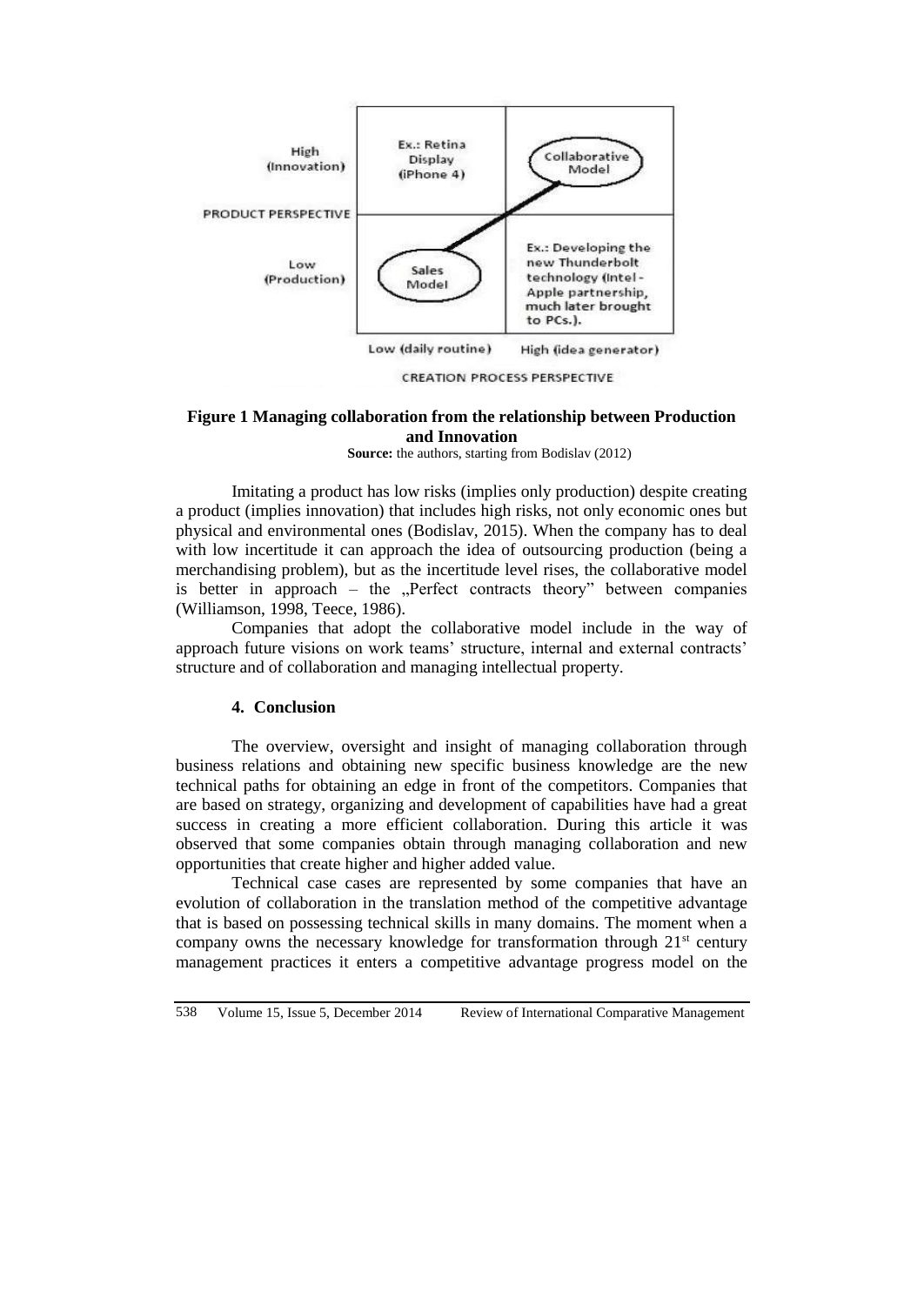**Figure 1 Managing collaboration from the relationship between Production and Innovation**

**Source:** the authors, starting from Bodislav (2012)

Imitating a product has low risks (implies only production) despite creating a product (implies innovation) that includes high risks, not only economic ones but physical and environmental ones (Bodislav, 2015). When the company has to deal with low incertitude it can approach the idea of outsourcing production (being a merchandising problem), but as the incertitude level rises, the collaborative model is better in approach – the „Perfect contracts theory" between companies (Williamson, 1998, Teece, 1986).

Companies that adopt the collaborative model include in the way of approach future visions on work teams' structure, internal and external contracts' structure and of collaboration and managing intellectual property.

## 4. Conclusion

The overview, oversight and insight of managing collaboration through business relations and obtaining new specific business knowledge are the new technical paths for obtaining an edge in front of the competitors. Companies that are based on strategy, organizing and development of capabilities have had a great success in creating a more efficient collaboration. During this article it was observed that some companies obtain through managing collaboration and new opportunities that create higher and higher added value.

Technical case cases are represented by some companies that have an evolution of collaboration in the translation method of the competitive advantage that is based on possessing technical skills in many domains. The moment when a company owns the necessary knowledge for transformation through 21st century management practices it enters a competitive advantage progress model on the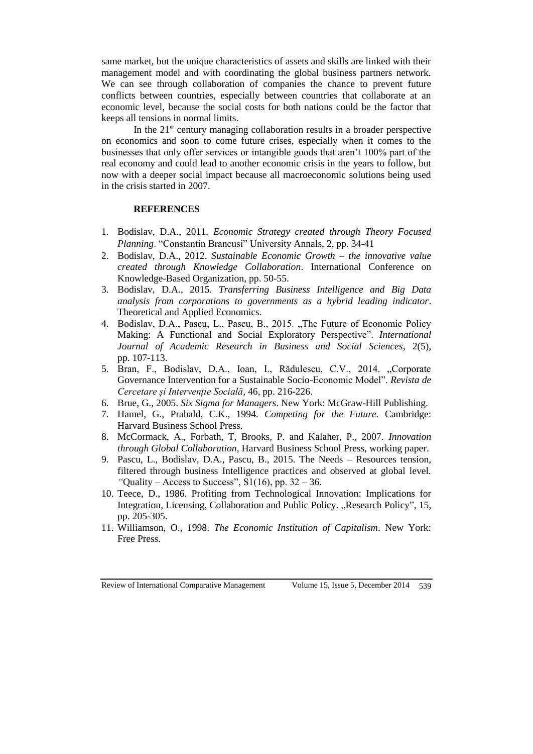same market, but the unique characteristics of assets and skills are linked with their management model and with coordinating the global business partners network. We can see through collaboration of companies the chance to prevent future conflicts between countries, especially between countries that collaborate at an economic level, because the social costs for both nations could be the factor that keeps all tensions in normal limits.

In the 21st century managing collaboration results in a broader perspective on economics and soon to come future crises, especially when it comes to the businesses that only offer services or intangible goods that aren't 100% part of the real economy and could lead to another economic crisis in the years to follow, but now with a deeper social impact because all macroeconomic solutions being used in the crisis started in 2007.

## REFERENCES

1. Bodislav, D.A., 2011. *Economic Strategy created through Theory Focused Planning*. "Constantin Brancusi" University Annals, 2, pp. 34-41
2. Bodislav, D.A., 2012. *Sustainable Economic Growth – the innovative value created through Knowledge Collaboration*. International Conference on Knowledge-Based Organization, pp. 50-55.
3. Bodislav, D.A., 2015. *Transferring Business Intelligence and Big Data analysis from corporations to governments as a hybrid leading indicator*. Theoretical and Applied Economics.
4. Bodislav, D.A., Pascu, L., Pascu, B., 2015. „The Future of Economic Policy Making: A Functional and Social Exploratory Perspective". *International Journal of Academic Research in Business and Social Sciences*, 2(5), pp. 107-113.
5. Bran, F., Bodislav, D.A., Ioan, I., Rădulescu, C.V., 2014. „Corporate Governance Intervention for a Sustainable Socio-Economic Model". *Revista de Cercetare și Intervenție Socială*, 46, pp. 216-226.
6. Brue, G., 2005. *Six Sigma for Managers*. New York: McGraw-Hill Publishing.
7. Hamel, G., Prahald, C.K., 1994. *Competing for the Future*. Cambridge: Harvard Business School Press.
8. McCormack, A., Forbath, T, Brooks, P. and Kalaher, P., 2007. *Innovation through Global Collaboration*, Harvard Business School Press, working paper.
9. Pascu, L., Bodislav, D.A., Pascu, B., 2015. The Needs – Resources tension, filtered through business Intelligence practices and observed at global level. "Quality – Access to Success", S1(16), pp. 32 – 36.
10. Teece, D., 1986. Profiting from Technological Innovation: Implications for Integration, Licensing, Collaboration and Public Policy. „Research Policy", 15, pp. 205-305.
11. Williamson, O., 1998. *The Economic Institution of Capitalism*. New York: Free Press.